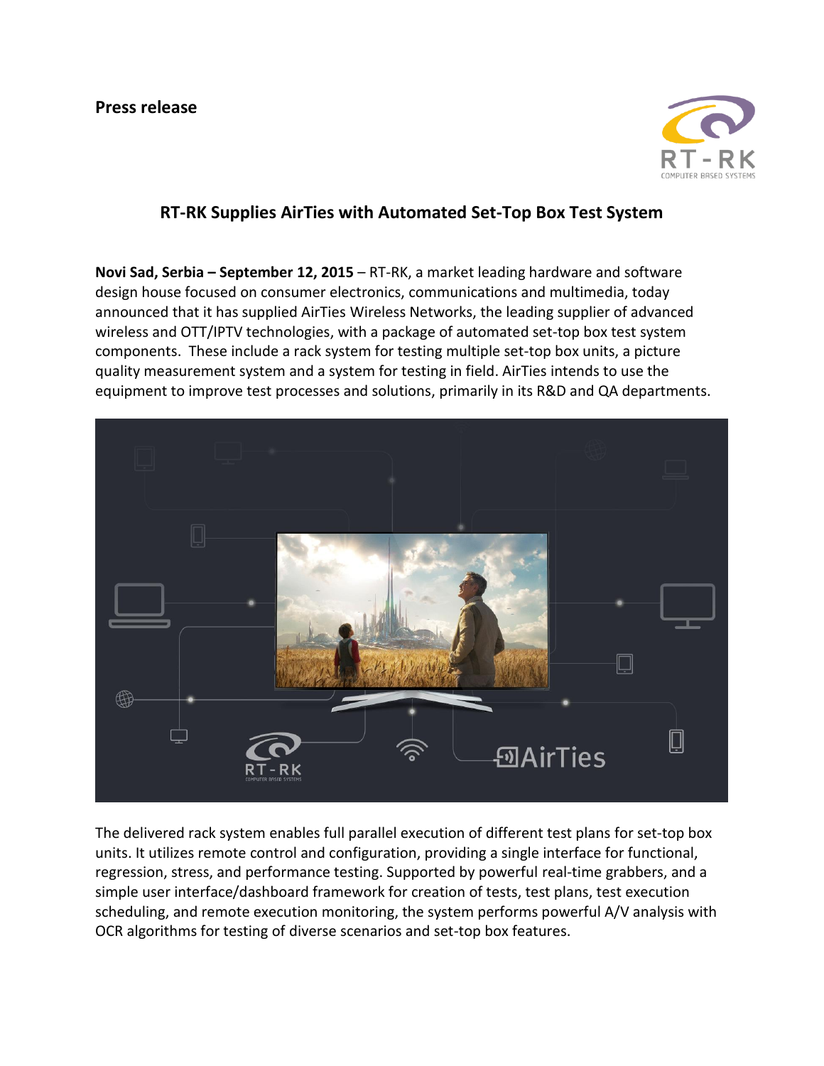**Press release**

## RT-RK Supplies AirTies with Automated Set-Top Box Test System

**Novi Sad, Serbia – September 12, 2015** – RT-RK, a market leading hardware and software design house focused on consumer electronics, communications and multimedia, today announced that it has supplied AirTies Wireless Networks, the leading supplier of advanced wireless and OTT/IPTV technologies, with a package of automated set-top box test system components. These include a rack system for testing multiple set-top box units, a picture quality measurement system and a system for testing in field. AirTies intends to use the equipment to improve test processes and solutions, primarily in its R&D and QA departments.

The delivered rack system enables full parallel execution of different test plans for set-top box units. It utilizes remote control and configuration, providing a single interface for functional, regression, stress, and performance testing. Supported by powerful real-time grabbers, and a simple user interface/dashboard framework for creation of tests, test plans, test execution scheduling, and remote execution monitoring, the system performs powerful A/V analysis with OCR algorithms for testing of diverse scenarios and set-top box features.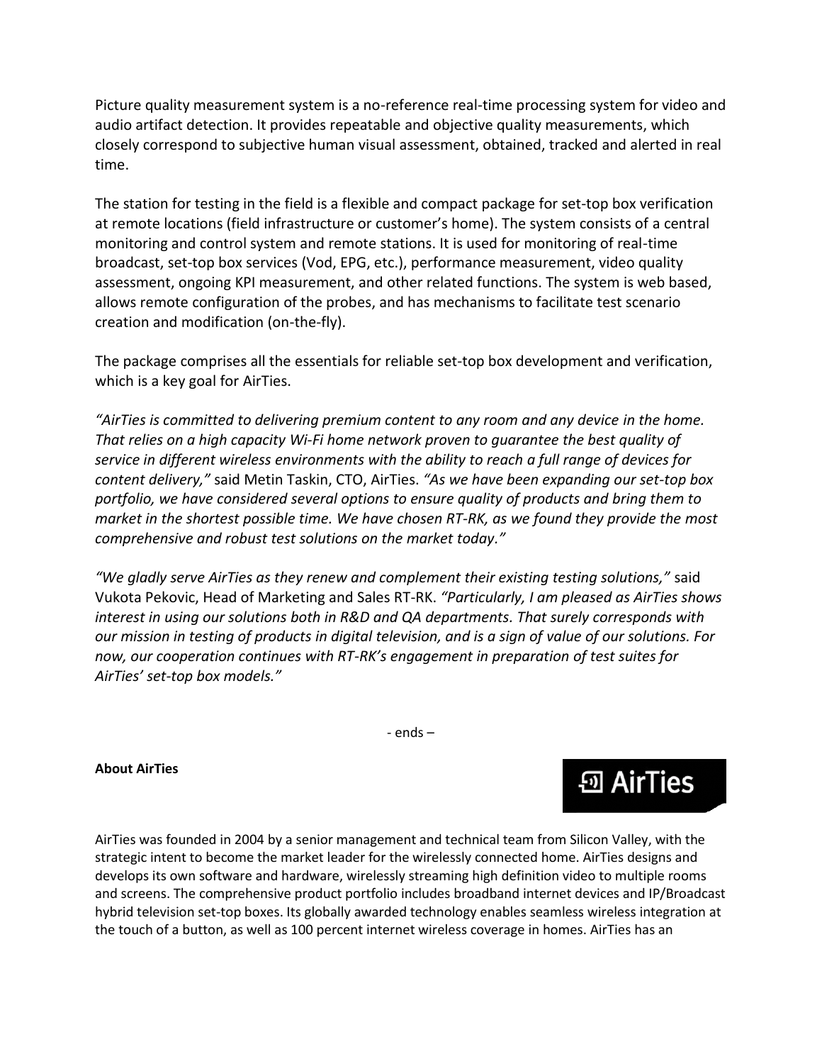Picture quality measurement system is a no-reference real-time processing system for video and audio artifact detection. It provides repeatable and objective quality measurements, which closely correspond to subjective human visual assessment, obtained, tracked and alerted in real time.

The station for testing in the field is a flexible and compact package for set-top box verification at remote locations (field infrastructure or customer's home). The system consists of a central monitoring and control system and remote stations. It is used for monitoring of real-time broadcast, set-top box services (Vod, EPG, etc.), performance measurement, video quality assessment, ongoing KPI measurement, and other related functions. The system is web based, allows remote configuration of the probes, and has mechanisms to facilitate test scenario creation and modification (on-the-fly).

The package comprises all the essentials for reliable set-top box development and verification, which is a key goal for AirTies.

*"AirTies is committed to delivering premium content to any room and any device in the home. That relies on a high capacity Wi-Fi home network proven to guarantee the best quality of service in different wireless environments with the ability to reach a full range of devices for content delivery,"* said Metin Taskin, CTO, AirTies. *"As we have been expanding our set-top box portfolio, we have considered several options to ensure quality of products and bring them to market in the shortest possible time. We have chosen RT-RK, as we found they provide the most comprehensive and robust test solutions on the market today."*

*"We gladly serve AirTies as they renew and complement their existing testing solutions,"* said Vukota Pekovic, Head of Marketing and Sales RT-RK. *"Particularly, I am pleased as AirTies shows interest in using our solutions both in R&D and QA departments. That surely corresponds with our mission in testing of products in digital television, and is a sign of value of our solutions. For now, our cooperation continues with RT-RK's engagement in preparation of test suites for AirTies' set-top box models."*

- ends –

**About AirTies**

AirTies was founded in 2004 by a senior management and technical team from Silicon Valley, with the strategic intent to become the market leader for the wirelessly connected home. AirTies designs and develops its own software and hardware, wirelessly streaming high definition video to multiple rooms and screens. The comprehensive product portfolio includes broadband internet devices and IP/Broadcast hybrid television set-top boxes. Its globally awarded technology enables seamless wireless integration at the touch of a button, as well as 100 percent internet wireless coverage in homes. AirTies has an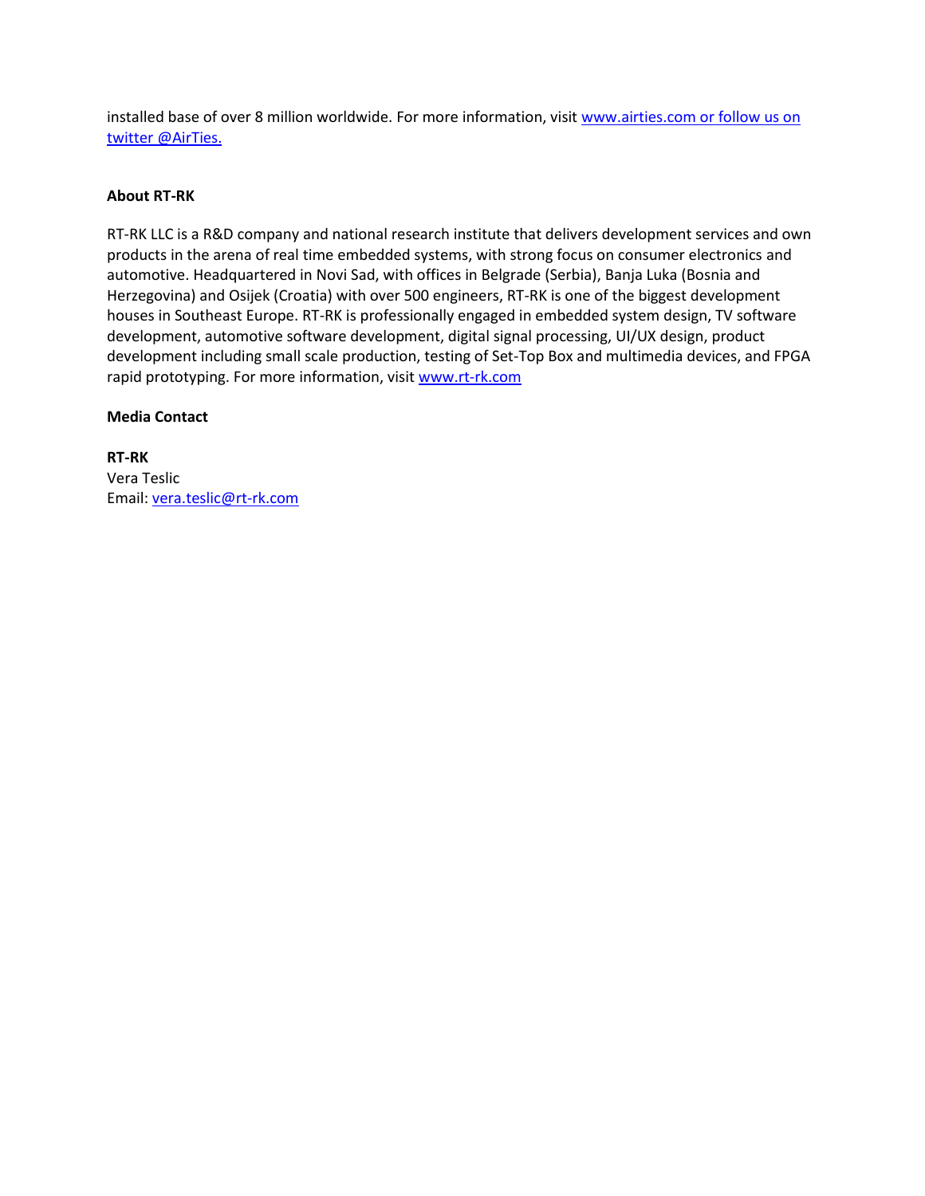installed base of over 8 million worldwide. For more information, visit www.airties.com or follow us on twitter @AirTies.

**About RT-RK**

RT-RK LLC is a R&D company and national research institute that delivers development services and own products in the arena of real time embedded systems, with strong focus on consumer electronics and automotive. Headquartered in Novi Sad, with offices in Belgrade (Serbia), Banja Luka (Bosnia and Herzegovina) and Osijek (Croatia) with over 500 engineers, RT-RK is one of the biggest development houses in Southeast Europe. RT-RK is professionally engaged in embedded system design, TV software development, automotive software development, digital signal processing, UI/UX design, product development including small scale production, testing of Set-Top Box and multimedia devices, and FPGA rapid prototyping. For more information, visit www.rt-rk.com

**Media Contact**

**RT-RK**
Vera Teslic
Email: vera.teslic@rt-rk.com